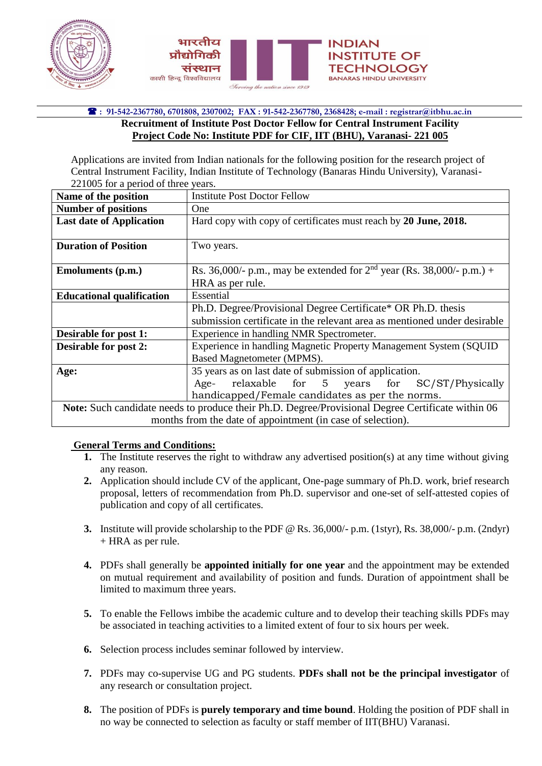भारतीय प्रौद्योगिकी संस्थान
काशी हिन्दू विश्वविद्यालय

INDIAN INSTITUTE OF TECHNOLOGY
BANARAS HINDU UNIVERSITY

*Serving the nation since 1919*

☎ : 91-542-2367780, 6701808, 2307002; FAX : 91-542-2367780, 2368428; e-mail : registrar@itbhu.ac.in

**Recruitment of Institute Post Doctor Fellow for Central Instrument Facility**

**Project Code No: Institute PDF for CIF, IIT (BHU), Varanasi- 221 005**

Applications are invited from Indian nationals for the following position for the research project of Central Instrument Facility, Indian Institute of Technology (Banaras Hindu University), Varanasi-221005 for a period of three years.

| | |
|---|---|
| **Name of the position** | Institute Post Doctor Fellow |
| **Number of positions** | One |
| **Last date of Application** | Hard copy with copy of certificates must reach by **20 June, 2018.** |
| **Duration of Position** | Two years. |
| **Emoluments (p.m.)** | Rs. 36,000/- p.m., may be extended for 2nd year (Rs. 38,000/- p.m.) + HRA as per rule. |
| **Educational qualification** | Essential |
| | Ph.D. Degree/Provisional Degree Certificate* OR Ph.D. thesis submission certificate in the relevant area as mentioned under desirable |
| **Desirable for post 1:** | Experience in handling NMR Spectrometer. |
| **Desirable for post 2:** | Experience in handling Magnetic Property Management System (SQUID Based Magnetometer (MPMS). |
| **Age:** | 35 years as on last date of submission of application. Age- relaxable for 5 years for SC/ST/Physically handicapped/Female candidates as per the norms. |
| **Note:** Such candidate needs to produce their Ph.D. Degree/Provisional Degree Certificate within 06 months from the date of appointment (in case of selection). | |

**General Terms and Conditions:**

1. The Institute reserves the right to withdraw any advertised position(s) at any time without giving any reason.
2. Application should include CV of the applicant, One-page summary of Ph.D. work, brief research proposal, letters of recommendation from Ph.D. supervisor and one-set of self-attested copies of publication and copy of all certificates.
3. Institute will provide scholarship to the PDF @ Rs. 36,000/- p.m. (1styr), Rs. 38,000/- p.m. (2ndyr) + HRA as per rule.
4. PDFs shall generally be **appointed initially for one year** and the appointment may be extended on mutual requirement and availability of position and funds. Duration of appointment shall be limited to maximum three years.
5. To enable the Fellows imbibe the academic culture and to develop their teaching skills PDFs may be associated in teaching activities to a limited extent of four to six hours per week.
6. Selection process includes seminar followed by interview.
7. PDFs may co-supervise UG and PG students. **PDFs shall not be the principal investigator** of any research or consultation project.
8. The position of PDFs is **purely temporary and time bound**. Holding the position of PDF shall in no way be connected to selection as faculty or staff member of IIT(BHU) Varanasi.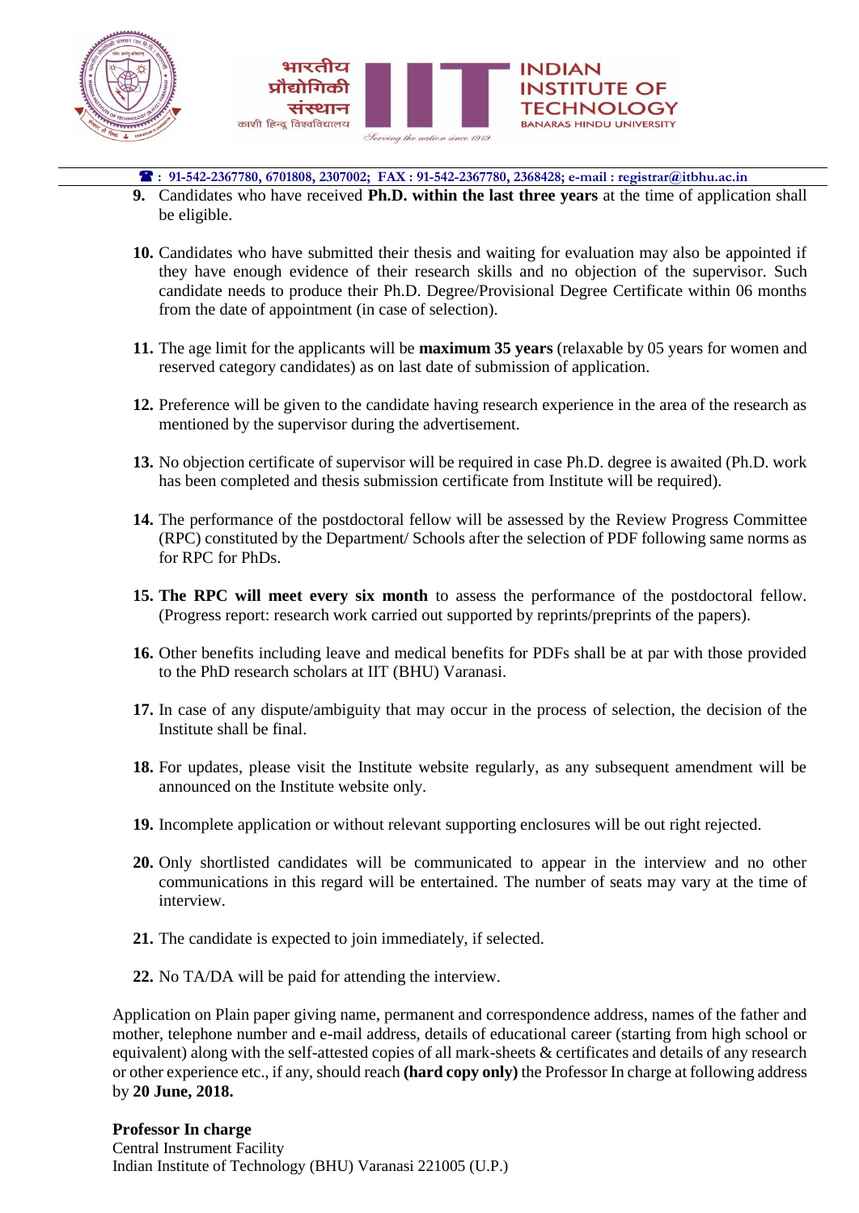9. Candidates who have received **Ph.D. within the last three years** at the time of application shall be eligible.

10. Candidates who have submitted their thesis and waiting for evaluation may also be appointed if they have enough evidence of their research skills and no objection of the supervisor. Such candidate needs to produce their Ph.D. Degree/Provisional Degree Certificate within 06 months from the date of appointment (in case of selection).

11. The age limit for the applicants will be **maximum 35 years** (relaxable by 05 years for women and reserved category candidates) as on last date of submission of application.

12. Preference will be given to the candidate having research experience in the area of the research as mentioned by the supervisor during the advertisement.

13. No objection certificate of supervisor will be required in case Ph.D. degree is awaited (Ph.D. work has been completed and thesis submission certificate from Institute will be required).

14. The performance of the postdoctoral fellow will be assessed by the Review Progress Committee (RPC) constituted by the Department/ Schools after the selection of PDF following same norms as for RPC for PhDs.

15. **The RPC will meet every six month** to assess the performance of the postdoctoral fellow. (Progress report: research work carried out supported by reprints/preprints of the papers).

16. Other benefits including leave and medical benefits for PDFs shall be at par with those provided to the PhD research scholars at IIT (BHU) Varanasi.

17. In case of any dispute/ambiguity that may occur in the process of selection, the decision of the Institute shall be final.

18. For updates, please visit the Institute website regularly, as any subsequent amendment will be announced on the Institute website only.

19. Incomplete application or without relevant supporting enclosures will be out right rejected.

20. Only shortlisted candidates will be communicated to appear in the interview and no other communications in this regard will be entertained. The number of seats may vary at the time of interview.

21. The candidate is expected to join immediately, if selected.

22. No TA/DA will be paid for attending the interview.

Application on Plain paper giving name, permanent and correspondence address, names of the father and mother, telephone number and e-mail address, details of educational career (starting from high school or equivalent) along with the self-attested copies of all mark-sheets & certificates and details of any research or other experience etc., if any, should reach **(hard copy only)** the Professor In charge at following address by **20 June, 2018.**

**Professor In charge**
Central Instrument Facility
Indian Institute of Technology (BHU) Varanasi 221005 (U.P.)